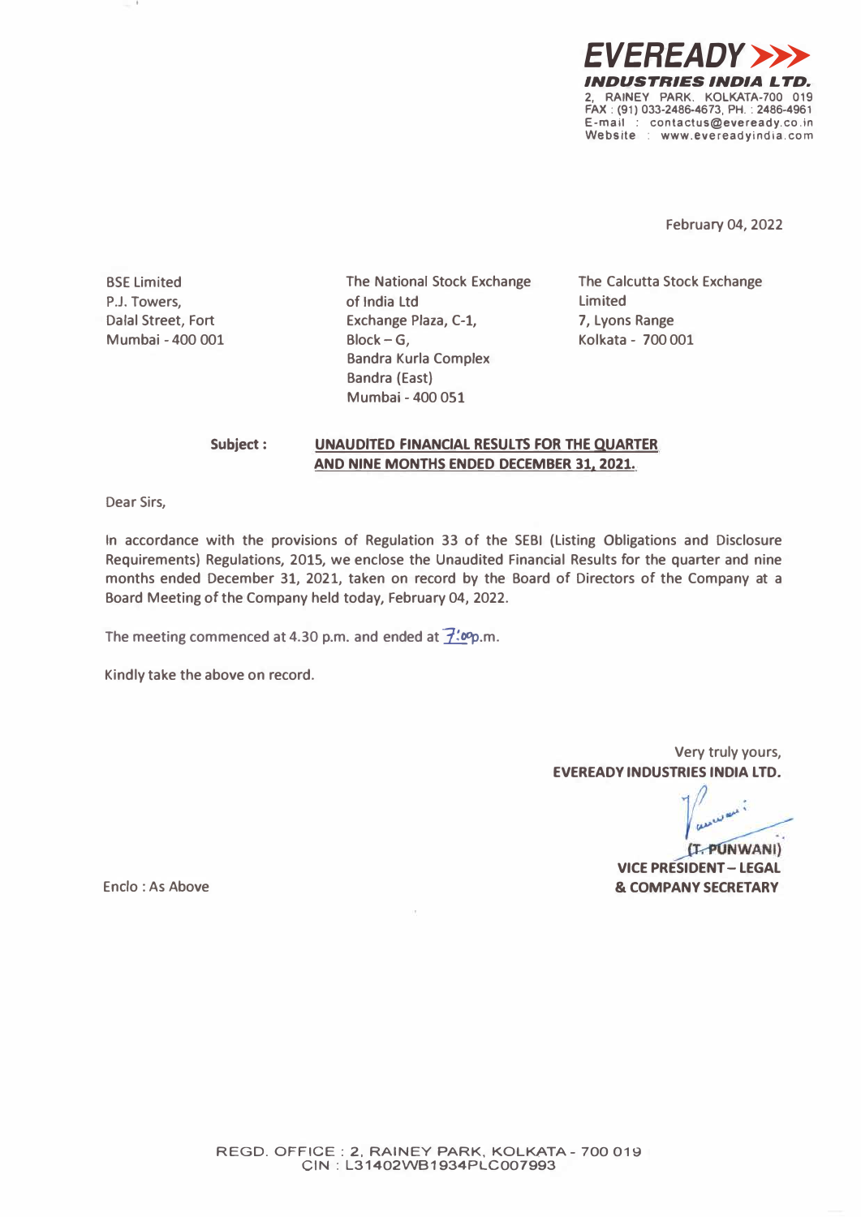**EVEREADY**
***INDUSTRIES INDIA LTD.***
2, RAINEY PARK. KOLKATA-700 019
FAX : (91) 033-2486-4673, PH. : 2486-4961
E-mail : contactus@eveready.co.in
Website : www.evereadyindia.com

February 04, 2022

BSE Limited
P.J. Towers,
Dalal Street, Fort
Mumbai - 400 001

The National Stock Exchange of India Ltd
Exchange Plaza, C-1,
Block – G,
Bandra Kurla Complex
Bandra (East)
Mumbai - 400 051

The Calcutta Stock Exchange Limited
7, Lyons Range
Kolkata - 700 001

**Subject :** **UNAUDITED FINANCIAL RESULTS FOR THE QUARTER AND NINE MONTHS ENDED DECEMBER 31, 2021.**

Dear Sirs,

In accordance with the provisions of Regulation 33 of the SEBI (Listing Obligations and Disclosure Requirements) Regulations, 2015, we enclose the Unaudited Financial Results for the quarter and nine months ended December 31, 2021, taken on record by the Board of Directors of the Company at a Board Meeting of the Company held today, February 04, 2022.

The meeting commenced at 4.30 p.m. and ended at 7:00p.m.

Kindly take the above on record.

Very truly yours,
**EVEREADY INDUSTRIES INDIA LTD.**

**(T. PUNWANI)**
**VICE PRESIDENT – LEGAL & COMPANY SECRETARY**

Enclo : As Above

REGD. OFFICE : 2, RAINEY PARK, KOLKATA - 700 019
CIN : L31402WB1934PLC007993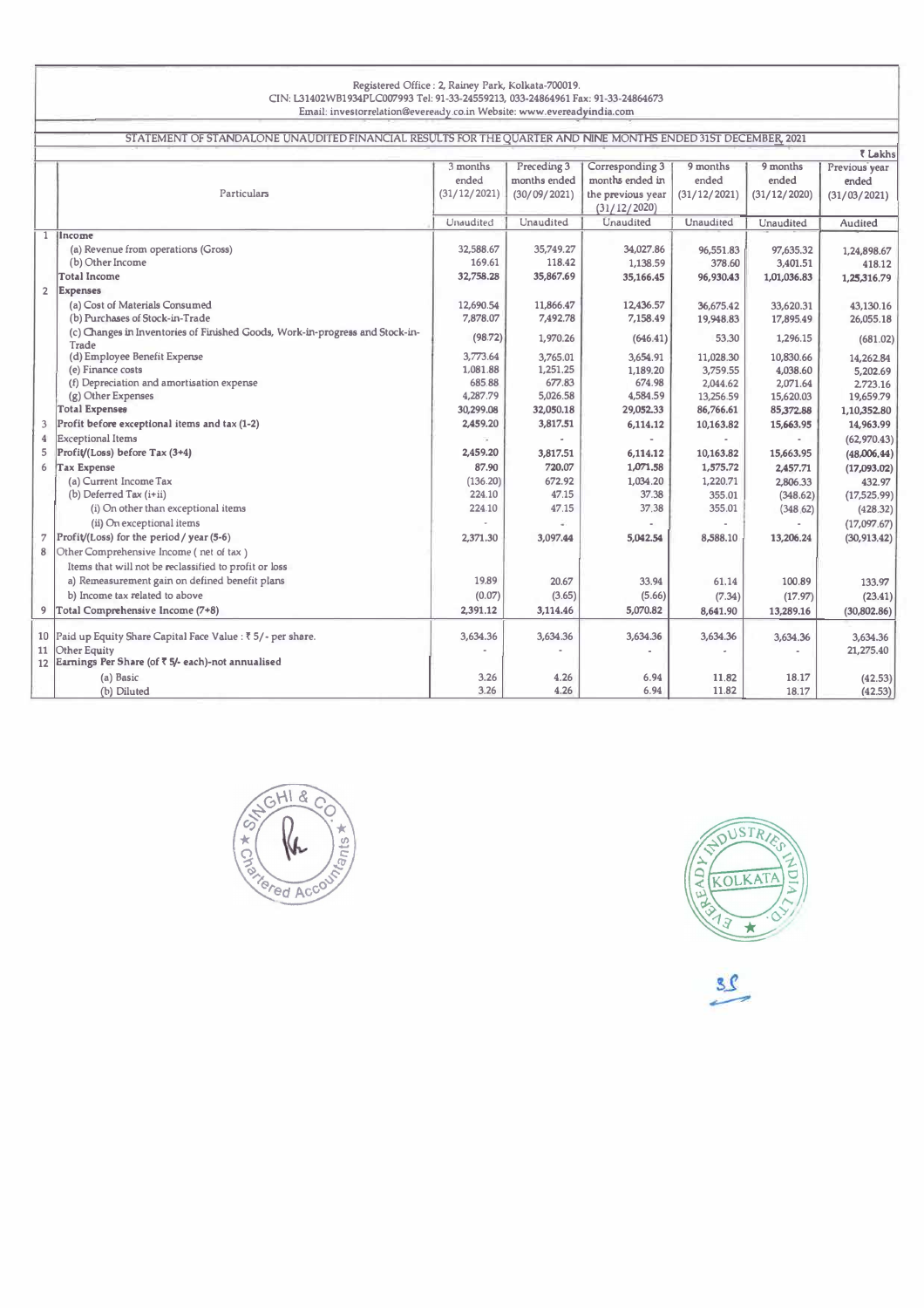Registered Office : 2, Rainey Park, Kolkata-700019.
CIN: L31402WB1934PLC007993 Tel: 91-33-24559213, 033-24864961 Fax: 91-33-24864673
Email: investorrelation@eveready.co.in Website: www.evereadyindia.com

## STATEMENT OF STANDALONE UNAUDITED FINANCIAL RESULTS FOR THE QUARTER AND NINE MONTHS ENDED 31ST DECEMBER, 2021

₹ Lakhs

| | Particulars | 3 months ended (31/12/2021) | Preceding 3 months ended (30/09/2021) | Corresponding 3 months ended in the previous year (31/12/2020) | 9 months ended (31/12/2021) | 9 months ended (31/12/2020) | Previous year ended (31/03/2021) |
|---|---|---|---|---|---|---|---|
| | | Unaudited | Unaudited | Unaudited | Unaudited | Unaudited | Audited |
| 1 | **Income** | | | | | | |
| | (a) Revenue from operations (Gross) | 32,588.67 | 35,749.27 | 34,027.86 | 96,551.83 | 97,635.32 | 1,24,898.67 |
| | (b) Other Income | 169.61 | 118.42 | 1,138.59 | 378.60 | 3,401.51 | 418.12 |
| | **Total Income** | 32,758.28 | 35,867.69 | 35,166.45 | 96,930.43 | 1,01,036.83 | 1,25,316.79 |
| 2 | **Expenses** | | | | | | |
| | (a) Cost of Materials Consumed | 12,690.54 | 11,866.47 | 12,436.57 | 36,675.42 | 33,620.31 | 43,130.16 |
| | (b) Purchases of Stock-in-Trade | 7,878.07 | 7,492.78 | 7,158.49 | 19,948.83 | 17,895.49 | 26,055.18 |
| | (c) Changes in Inventories of Finished Goods, Work-in-progress and Stock-in-Trade | (98.72) | 1,970.26 | (646.41) | 53.30 | 1,296.15 | (681.02) |
| | (d) Employee Benefit Expense | 3,773.64 | 3,765.01 | 3,654.91 | 11,028.30 | 10,830.66 | 14,262.84 |
| | (e) Finance costs | 1,081.88 | 1,251.25 | 1,189.20 | 3,759.55 | 4,038.60 | 5,202.69 |
| | (f) Depreciation and amortisation expense | 685.88 | 677.83 | 674.98 | 2,044.62 | 2,071.64 | 2,723.16 |
| | (g) Other Expenses | 4,287.79 | 5,026.58 | 4,584.59 | 13,256.59 | 15,620.03 | 19,659.79 |
| | **Total Expenses** | 30,299.08 | 32,050.18 | 29,052.33 | 86,766.61 | 85,372.88 | 1,10,352.80 |
| 3 | **Profit before exceptional items and tax (1-2)** | 2,459.20 | 3,817.51 | 6,114.12 | 10,163.82 | 15,663.95 | 14,963.99 |
| 4 | Exceptional Items | - | - | - | - | - | (62,970.43) |
| 5 | **Profit/(Loss) before Tax (3+4)** | 2,459.20 | 3,817.51 | 6,114.12 | 10,163.82 | 15,663.95 | (48,006.44) |
| 6 | **Tax Expense** | 87.90 | 720.07 | 1,071.58 | 1,575.72 | 2,457.71 | (17,093.02) |
| | (a) Current Income Tax | (136.20) | 672.92 | 1,034.20 | 1,220.71 | 2,806.33 | 432.97 |
| | (b) Deferred Tax (i+ii) | 224.10 | 47.15 | 37.38 | 355.01 | (348.62) | (17,525.99) |
| | (i) On other than exceptional items | 224.10 | 47.15 | 37.38 | 355.01 | (348.62) | (428.32) |
| | (ii) On exceptional items | - | - | - | - | - | (17,097.67) |
| 7 | **Profit/(Loss) for the period / year (5-6)** | 2,371.30 | 3,097.44 | 5,042.54 | 8,588.10 | 13,206.24 | (30,913.42) |
| 8 | Other Comprehensive Income ( net of tax ) | | | | | | |
| | Items that will not be reclassified to profit or loss | | | | | | |
| | a) Remeasurement gain on defined benefit plans | 19.89 | 20.67 | 33.94 | 61.14 | 100.89 | 133.97 |
| | b) Income tax related to above | (0.07) | (3.65) | (5.66) | (7.34) | (17.97) | (23.41) |
| 9 | **Total Comprehensive Income (7+8)** | 2,391.12 | 3,114.46 | 5,070.82 | 8,641.90 | 13,289.16 | (30,802.86) |
| 10 | Paid up Equity Share Capital Face Value : ₹ 5/- per share. | 3,634.36 | 3,634.36 | 3,634.36 | 3,634.36 | 3,634.36 | 3,634.36 |
| 11 | Other Equity | - | - | - | - | - | 21,275.40 |
| 12 | **Earnings Per Share (of ₹ 5/- each)-not annualised** | | | | | | |
| | (a) Basic | 3.26 | 4.26 | 6.94 | 11.82 | 18.17 | (42.53) |
| | (b) Diluted | 3.26 | 4.26 | 6.94 | 11.82 | 18.17 | (42.53) |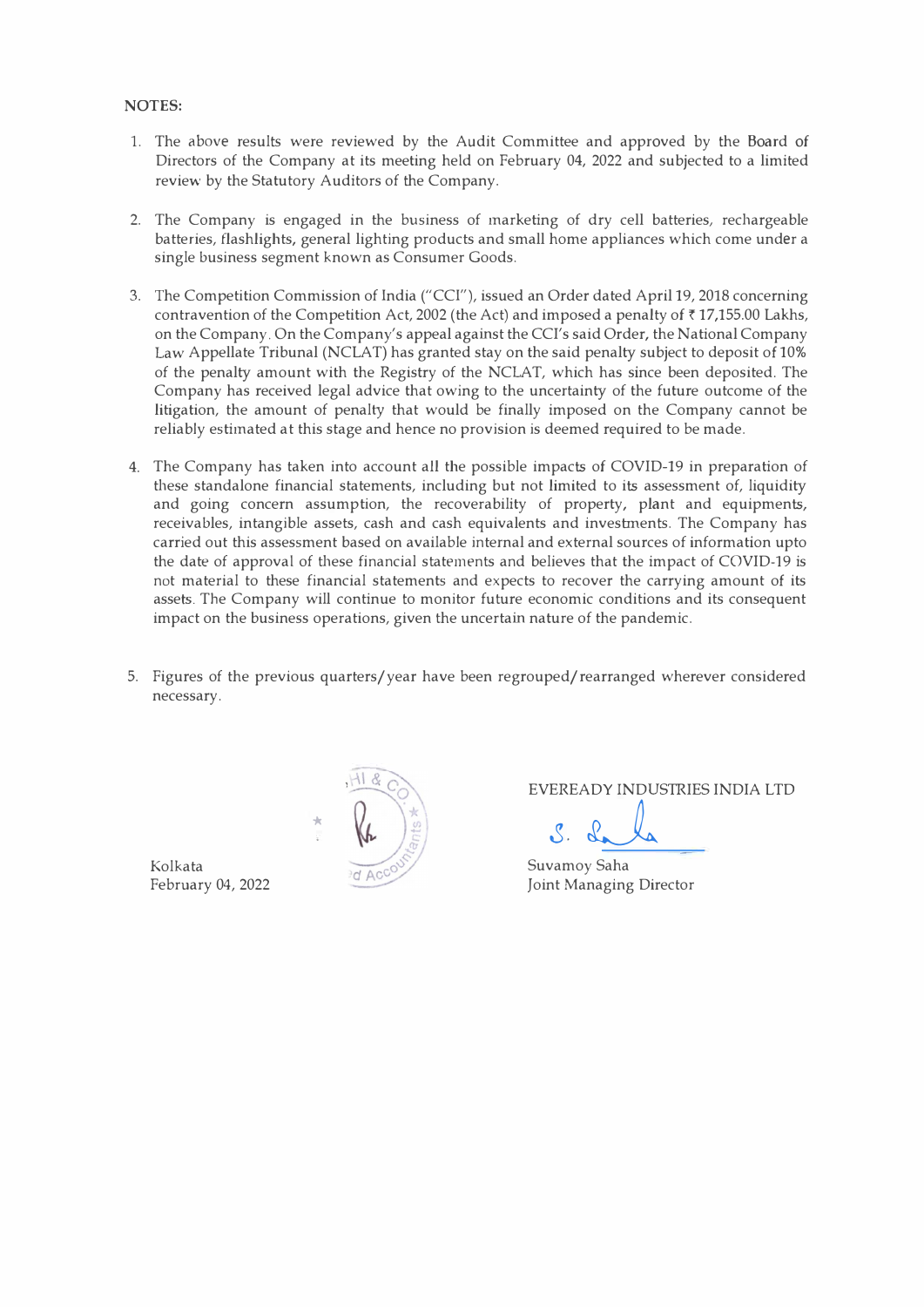**NOTES:**

1. The above results were reviewed by the Audit Committee and approved by the Board of Directors of the Company at its meeting held on February 04, 2022 and subjected to a limited review by the Statutory Auditors of the Company.

2. The Company is engaged in the business of marketing of dry cell batteries, rechargeable batteries, flashlights, general lighting products and small home appliances which come under a single business segment known as Consumer Goods.

3. The Competition Commission of India ("CCI"), issued an Order dated April 19, 2018 concerning contravention of the Competition Act, 2002 (the Act) and imposed a penalty of ₹ 17,155.00 Lakhs, on the Company. On the Company's appeal against the CCI's said Order, the National Company Law Appellate Tribunal (NCLAT) has granted stay on the said penalty subject to deposit of 10% of the penalty amount with the Registry of the NCLAT, which has since been deposited. The Company has received legal advice that owing to the uncertainty of the future outcome of the litigation, the amount of penalty that would be finally imposed on the Company cannot be reliably estimated at this stage and hence no provision is deemed required to be made.

4. The Company has taken into account all the possible impacts of COVID-19 in preparation of these standalone financial statements, including but not limited to its assessment of, liquidity and going concern assumption, the recoverability of property, plant and equipments, receivables, intangible assets, cash and cash equivalents and investments. The Company has carried out this assessment based on available internal and external sources of information upto the date of approval of these financial statements and believes that the impact of COVID-19 is not material to these financial statements and expects to recover the carrying amount of its assets. The Company will continue to monitor future economic conditions and its consequent impact on the business operations, given the uncertain nature of the pandemic.

5. Figures of the previous quarters/year have been regrouped/rearranged wherever considered necessary.

EVEREADY INDUSTRIES INDIA LTD

Suvamoy Saha
Joint Managing Director

Kolkata
February 04, 2022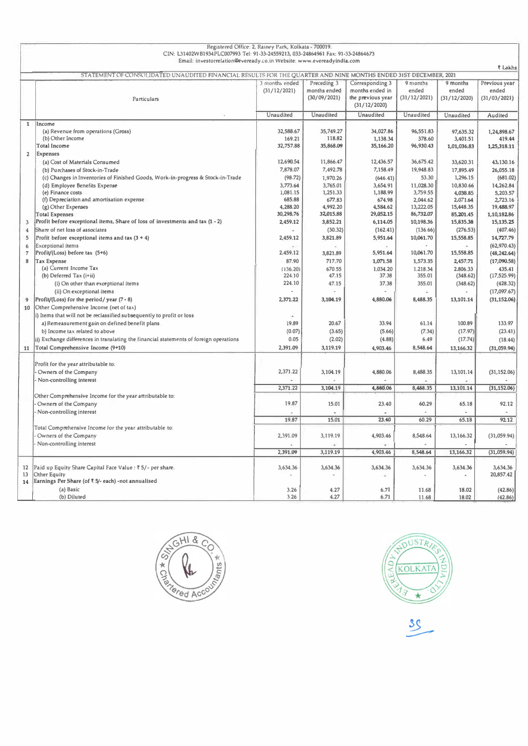Registered Office: 2, Rainey Park, Kolkata - 700019.
CIN: L31402WB1934PLC007993 Tel: 91-33-24559213, 033-24864961 Fax: 91-33-24864673
Email: investorrelation@eveready.co.in Website: www.evereadyindia.com

₹ Lakhs

## STATEMENT OF CONSOLIDATED UNAUDITED FINANCIAL RESULTS FOR THE QUARTER AND NINE MONTHS ENDED 31ST DECEMBER, 2021

| | Particulars | 3 months ended (31/12/2021) | Preceding 3 months ended (30/09/2021) | Corresponding 3 months ended in the previous year (31/12/2020) | 9 months ended (31/12/2021) | 9 months ended (31/12/2020) | Previous year ended (31/03/2021) |
|---|---|---|---|---|---|---|---|
| | | Unaudited | Unaudited | Unaudited | Unaudited | Unaudited | Audited |
| 1 | **Income** | | | | | | |
| | (a) Revenue from operations (Gross) | 32,588.67 | 35,749.27 | 34,027.86 | 96,551.83 | 97,635.32 | 1,24,898.67 |
| | (b) Other Income | 169.21 | 118.82 | 1,138.34 | 378.60 | 3,401.51 | 419.44 |
| | **Total Income** | 32,757.88 | 35,868.09 | 35,166.20 | 96,930.43 | 1,01,036.83 | 1,25,318.11 |
| 2 | **Expenses** | | | | | | |
| | (a) Cost of Materials Consumed | 12,690.54 | 11,866.47 | 12,436.57 | 36,675.42 | 33,620.31 | 43,130.16 |
| | (b) Purchases of Stock-in-Trade | 7,878.07 | 7,492.78 | 7,158.49 | 19,948.83 | 17,895.49 | 26,055.18 |
| | (c) Changes in Inventories of Finished Goods, Work-in-progress & Stock-in-Trade | (98.72) | 1,970.26 | (646.41) | 53.30 | 1,296.15 | (681.02) |
| | (d) Employee Benefits Expense | 3,773.64 | 3,765.01 | 3,654.91 | 11,028.30 | 10,830.66 | 14,262.84 |
| | (e) Finance costs | 1,081.15 | 1,251.33 | 1,188.99 | 3,759.55 | 4,038.85 | 5,203.57 |
| | (f) Depreciation and amortisation expense | 685.88 | 677.83 | 674.98 | 2,044.62 | 2,071.64 | 2,723.16 |
| | (g) Other Expenses | 4,288.20 | 4,992.20 | 4,584.62 | 13,222.05 | 15,448.35 | 19,488.97 |
| | **Total Expenses** | 30,298.76 | 32,015.88 | 29,052.15 | 86,732.07 | 85,201.45 | 1,10,182.86 |
| 3 | **Profit before exceptional items, Share of loss of investments and tax (1 - 2)** | 2,459.12 | 3,852.21 | 6,114.05 | 10,198.36 | 15,835.38 | 15,135.25 |
| 4 | Share of net loss of associates | - | (30.32) | (162.41) | (136.66) | (276.53) | (407.46) |
| 5 | **Profit before exceptional items and tax (3 + 4)** | 2,459.12 | 3,821.89 | 5,951.64 | 10,061.70 | 15,558.85 | 14,727.79 |
| 6 | Exceptional items | - | - | - | - | - | (62,970.43) |
| 7 | **Profit/(Loss) before tax (5+6)** | 2,459.12 | 3,821.89 | 5,951.64 | 10,061.70 | 15,558.85 | (48,242.64) |
| 8 | **Tax Expense** | 87.90 | 717.70 | 1,071.58 | 1,573.35 | 2,457.71 | (17,090.58) |
| | (a) Current Income Tax | (136.20) | 670.55 | 1,034.20 | 1,218.34 | 2,806.33 | 435.41 |
| | (b) Deferred Tax (i+ii) | 224.10 | 47.15 | 37.38 | 355.01 | (348.62) | (17,525.99) |
| | (i) On other than exceptional items | 224.10 | 47.15 | 37.38 | 355.01 | (348.62) | (428.32) |
| | (ii) On exceptional items | - | - | - | - | - | (17,097.67) |
| 9 | **Profit/(Loss) for the period/ year (7 - 8)** | 2,371.22 | 3,104.19 | 4,880.06 | 8,488.35 | 13,101.14 | (31,152.06) |
| 10 | **Other Comprehensive Income (net of tax)** | | | | | | |
| | i) Items that will not be reclassified subsequently to profit or loss | | | | | | |
| | a) Remeasurement gain on defined benefit plans | 19.89 | 20.67 | 33.94 | 61.14 | 100.89 | 133.97 |
| | b) Income tax related to above | (0.07) | (3.65) | (5.66) | (7.34) | (17.97) | (23.41) |
| | ii) Exchange differences in translating the financial statements of foreign operations | 0.05 | (2.02) | (4.88) | 6.49 | (17.74) | (18.44) |
| 11 | **Total Comprehensive Income (9+10)** | 2,391.09 | 3,119.19 | 4,903.46 | 8,548.64 | 13,166.32 | (31,059.94) |
| | Profit for the year attributable to: | | | | | | |
| | - Owners of the Company | 2,371.22 | 3,104.19 | 4,880.06 | 8,488.35 | 13,101.14 | (31,152.06) |
| | - Non-controlling interest | - | - | - | - | - | - |
| | | 2,371.22 | 3,104.19 | 4,880.06 | 8,488.35 | 13,101.14 | (31,152.06) |
| | Other Comprehensive Income for the year attributable to: | | | | | | |
| | - Owners of the Company | 19.87 | 15.01 | 23.40 | 60.29 | 65.18 | 92.12 |
| | - Non-controlling interest | - | - | - | - | - | - |
| | | 19.87 | 15.01 | 23.40 | 60.29 | 65.18 | 92.12 |
| | Total Comprehensive Income for the year attributable to: | | | | | | |
| | - Owners of the Company | 2,391.09 | 3,119.19 | 4,903.46 | 8,548.64 | 13,166.32 | (31,059.94) |
| | - Non-controlling interest | - | - | - | - | - | - |
| | | 2,391.09 | 3,119.19 | 4,903.46 | 8,548.64 | 13,166.32 | (31,059.94) |
| 12 | Paid up Equity Share Capital Face Value : ₹ 5/- per share. | 3,634.36 | 3,634.36 | 3,634.36 | 3,634.36 | 3,634.36 | 3,634.36 |
| 13 | Other Equity | - | - | - | - | - | 20,857.42 |
| 14 | **Earnings Per Share (of ₹ 5/- each) -not annualised** | | | | | | |
| | (a) Basic | 3.26 | 4.27 | 6.71 | 11.68 | 18.02 | (42.86) |
| | (b) Diluted | 3.26 | 4.27 | 6.71 | 11.68 | 18.02 | (42.86) |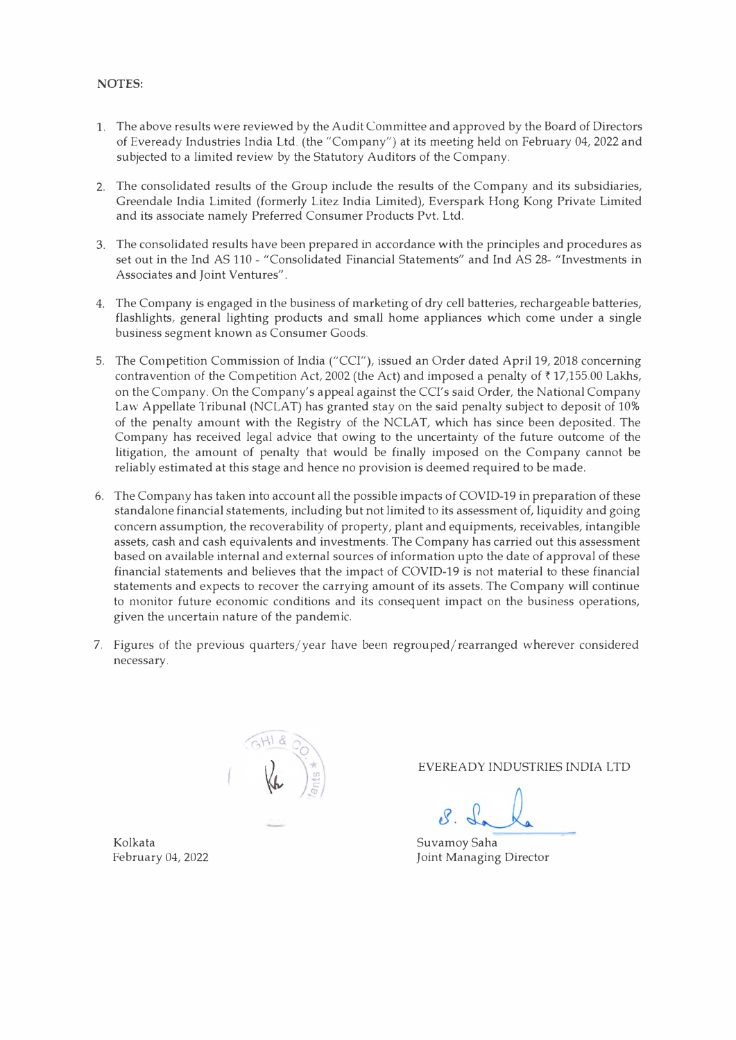**NOTES:**

1. The above results were reviewed by the Audit Committee and approved by the Board of Directors of Eveready Industries India Ltd. (the "Company") at its meeting held on February 04, 2022 and subjected to a limited review by the Statutory Auditors of the Company.

2. The consolidated results of the Group include the results of the Company and its subsidiaries, Greendale India Limited (formerly Litez India Limited), Everspark Hong Kong Private Limited and its associate namely Preferred Consumer Products Pvt. Ltd.

3. The consolidated results have been prepared in accordance with the principles and procedures as set out in the Ind AS 110 - "Consolidated Financial Statements" and Ind AS 28- "Investments in Associates and Joint Ventures".

4. The Company is engaged in the business of marketing of dry cell batteries, rechargeable batteries, flashlights, general lighting products and small home appliances which come under a single business segment known as Consumer Goods.

5. The Competition Commission of India ("CCI"), issued an Order dated April 19, 2018 concerning contravention of the Competition Act, 2002 (the Act) and imposed a penalty of ₹ 17,155.00 Lakhs, on the Company. On the Company's appeal against the CCI's said Order, the National Company Law Appellate Tribunal (NCLAT) has granted stay on the said penalty subject to deposit of 10% of the penalty amount with the Registry of the NCLAT, which has since been deposited. The Company has received legal advice that owing to the uncertainty of the future outcome of the litigation, the amount of penalty that would be finally imposed on the Company cannot be reliably estimated at this stage and hence no provision is deemed required to be made.

6. The Company has taken into account all the possible impacts of COVID-19 in preparation of these standalone financial statements, including but not limited to its assessment of, liquidity and going concern assumption, the recoverability of property, plant and equipments, receivables, intangible assets, cash and cash equivalents and investments. The Company has carried out this assessment based on available internal and external sources of information upto the date of approval of these financial statements and believes that the impact of COVID-19 is not material to these financial statements and expects to recover the carrying amount of its assets. The Company will continue to monitor future economic conditions and its consequent impact on the business operations, given the uncertain nature of the pandemic.

7. Figures of the previous quarters/year have been regrouped/rearranged wherever considered necessary.

EVEREADY INDUSTRIES INDIA LTD

Suvamoy Saha
Joint Managing Director

Kolkata
February 04, 2022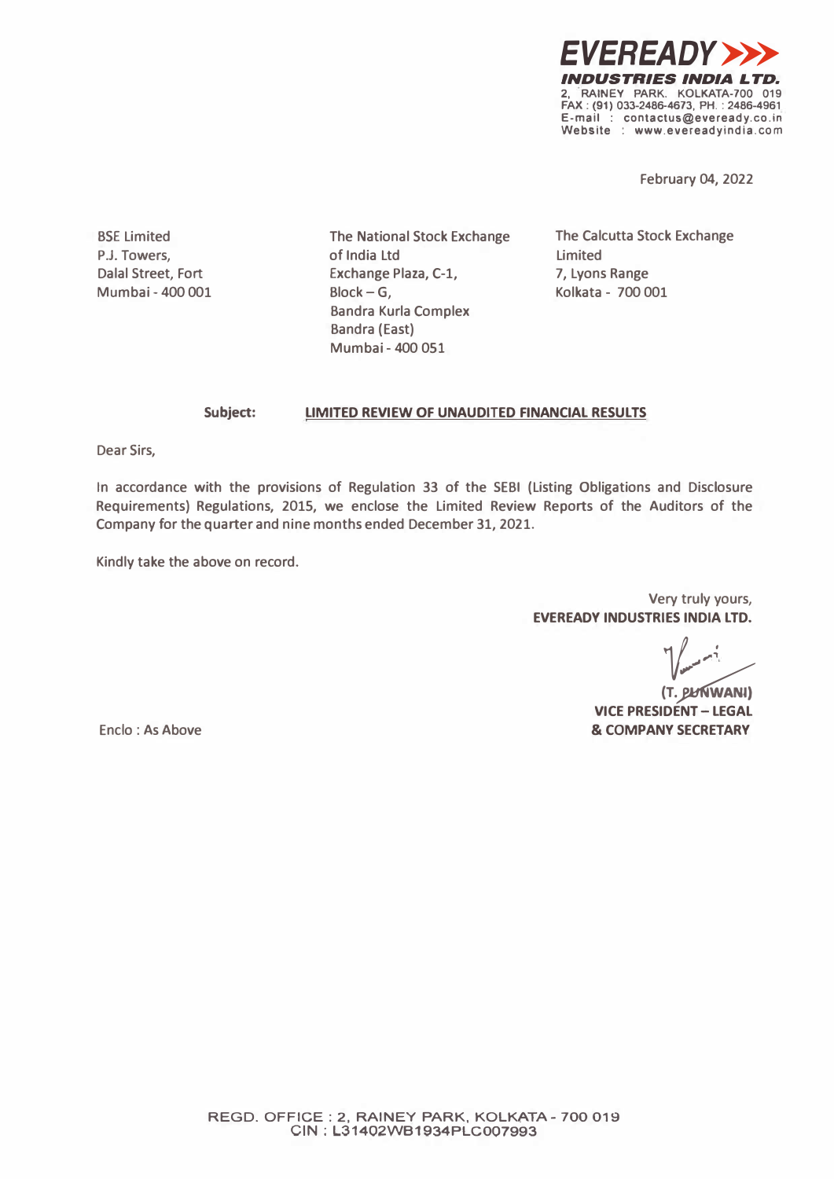**EVEREADY**

***INDUSTRIES INDIA LTD.***

2, RAINEY PARK. KOLKATA-700 019

FAX : (91) 033-2486-4673, PH. : 2486-4961

E-mail : contactus@eveready.co.in

Website : www.evereadyindia.com

February 04, 2022

| BSE Limited | The National Stock Exchange of India Ltd | The Calcutta Stock Exchange Limited |
|---|---|---|
| P.J. Towers, | Exchange Plaza, C-1, | 7, Lyons Range |
| Dalal Street, Fort | Block – G, | Kolkata - 700 001 |
| Mumbai - 400 001 | Bandra Kurla Complex | |
| | Bandra (East) | |
| | Mumbai - 400 051 | |

**Subject: LIMITED REVIEW OF UNAUDITED FINANCIAL RESULTS**

Dear Sirs,

In accordance with the provisions of Regulation 33 of the SEBI (Listing Obligations and Disclosure Requirements) Regulations, 2015, we enclose the Limited Review Reports of the Auditors of the Company for the quarter and nine months ended December 31, 2021.

Kindly take the above on record.

Very truly yours,

**EVEREADY INDUSTRIES INDIA LTD.**

**(T. PUNWANI)**

**VICE PRESIDENT – LEGAL & COMPANY SECRETARY**

Enclo : As Above

REGD. OFFICE : 2, RAINEY PARK, KOLKATA - 700 019

CIN : L31402WB1934PLC007993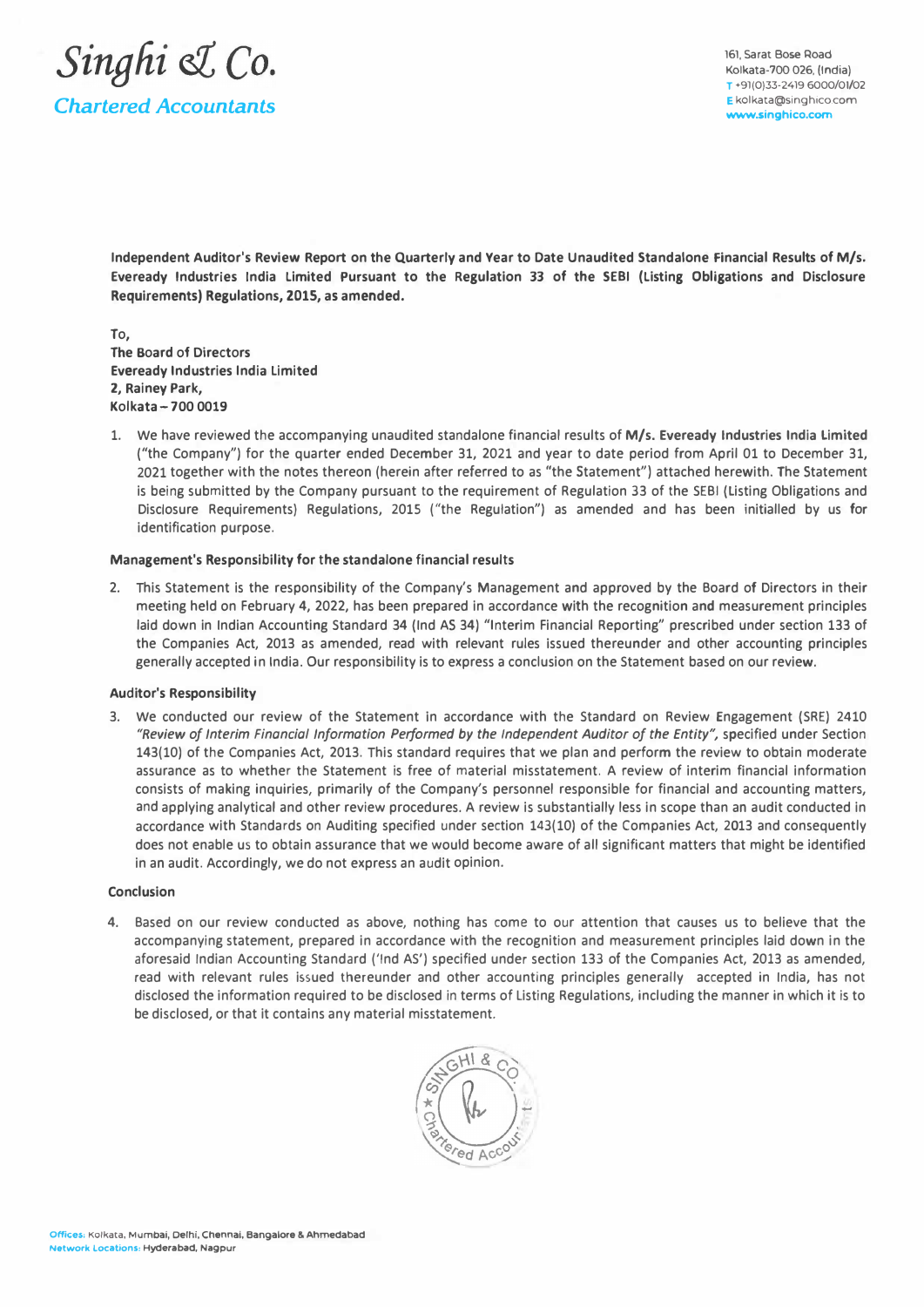**Singhi & Co.**

**Chartered Accountants**

161, Sarat Bose Road
Kolkata-700 026, (India)
T +91(0)33-2419 6000/01/02
E kolkata@singhico.com
www.singhico.com

**Independent Auditor's Review Report on the Quarterly and Year to Date Unaudited Standalone Financial Results of M/s. Eveready Industries India Limited Pursuant to the Regulation 33 of the SEBI (Listing Obligations and Disclosure Requirements) Regulations, 2015, as amended.**

To,
**The Board of Directors**
**Eveready Industries India Limited**
**2, Rainey Park,**
**Kolkata – 700 0019**

1. We have reviewed the accompanying unaudited standalone financial results of **M/s. Eveready Industries India Limited** ("the Company") for the quarter ended December 31, 2021 and year to date period from April 01 to December 31, 2021 together with the notes thereon (herein after referred to as "the Statement") attached herewith. The Statement is being submitted by the Company pursuant to the requirement of Regulation 33 of the SEBI (Listing Obligations and Disclosure Requirements) Regulations, 2015 ("the Regulation") as amended and has been initialled by us for identification purpose.

**Management's Responsibility for the standalone financial results**

2. This Statement is the responsibility of the Company's Management and approved by the Board of Directors in their meeting held on February 4, 2022, has been prepared in accordance with the recognition and measurement principles laid down in Indian Accounting Standard 34 (Ind AS 34) "Interim Financial Reporting" prescribed under section 133 of the Companies Act, 2013 as amended, read with relevant rules issued thereunder and other accounting principles generally accepted in India. Our responsibility is to express a conclusion on the Statement based on our review.

**Auditor's Responsibility**

3. We conducted our review of the Statement in accordance with the Standard on Review Engagement (SRE) 2410 *"Review of Interim Financial Information Performed by the Independent Auditor of the Entity"*, specified under Section 143(10) of the Companies Act, 2013. This standard requires that we plan and perform the review to obtain moderate assurance as to whether the Statement is free of material misstatement. A review of interim financial information consists of making inquiries, primarily of the Company's personnel responsible for financial and accounting matters, and applying analytical and other review procedures. A review is substantially less in scope than an audit conducted in accordance with Standards on Auditing specified under section 143(10) of the Companies Act, 2013 and consequently does not enable us to obtain assurance that we would become aware of all significant matters that might be identified in an audit. Accordingly, we do not express an audit opinion.

**Conclusion**

4. Based on our review conducted as above, nothing has come to our attention that causes us to believe that the accompanying statement, prepared in accordance with the recognition and measurement principles laid down in the aforesaid Indian Accounting Standard ('Ind AS') specified under section 133 of the Companies Act, 2013 as amended, read with relevant rules issued thereunder and other accounting principles generally accepted in India, has not disclosed the information required to be disclosed in terms of Listing Regulations, including the manner in which it is to be disclosed, or that it contains any material misstatement.

Offices: Kolkata, Mumbai, Delhi, Chennai, Bangalore & Ahmedabad
Network Locations: Hyderabad, Nagpur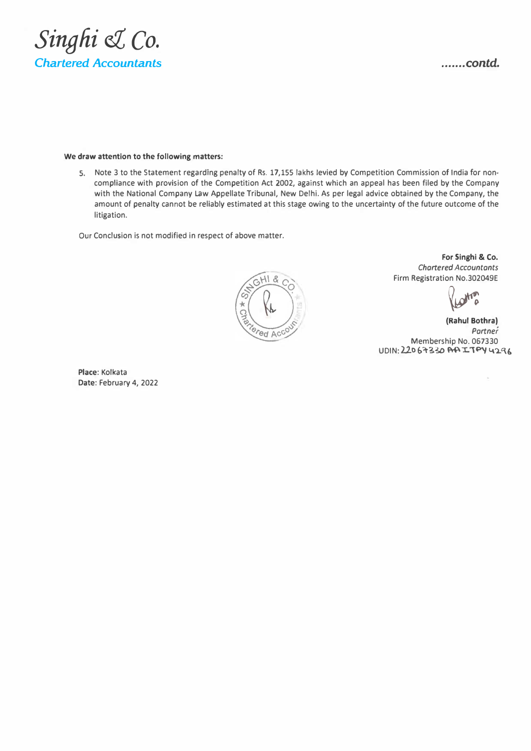**We draw attention to the following matters:**

5. Note 3 to the Statement regarding penalty of Rs. 17,155 lakhs levied by Competition Commission of India for non-compliance with provision of the Competition Act 2002, against which an appeal has been filed by the Company with the National Company Law Appellate Tribunal, New Delhi. As per legal advice obtained by the Company, the amount of penalty cannot be reliably estimated at this stage owing to the uncertainty of the future outcome of the litigation.

Our Conclusion is not modified in respect of above matter.

**For Singhi & Co.**
*Chartered Accountants*
Firm Registration No.302049E

**(Rahul Bothra)**
*Partner*
Membership No. 067330
UDIN: 22067330AAITPY4296

**Place**: Kolkata
**Date**: February 4, 2022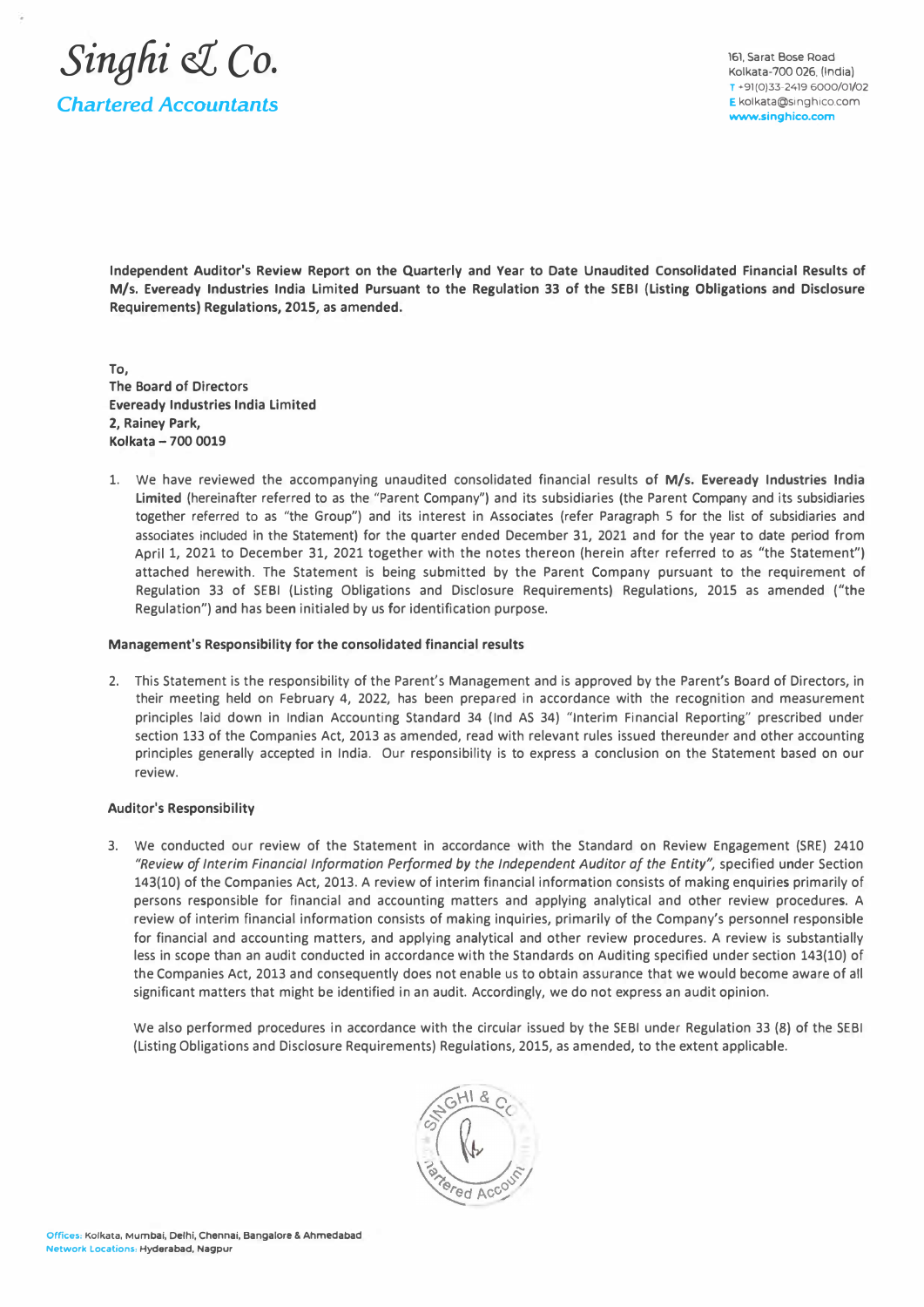# Singhi & Co.

**Chartered Accountants**

161, Sarat Bose Road
Kolkata-700 026, (India)
T +91(0)33-2419 6000/01/02
E kolkata@singhico.com
www.singhico.com

**Independent Auditor's Review Report on the Quarterly and Year to Date Unaudited Consolidated Financial Results of M/s. Eveready Industries India Limited Pursuant to the Regulation 33 of the SEBI (Listing Obligations and Disclosure Requirements) Regulations, 2015, as amended.**

**To,**
**The Board of Directors**
**Eveready Industries India Limited**
**2, Rainey Park,**
**Kolkata – 700 0019**

1. We have reviewed the accompanying unaudited consolidated financial results of **M/s. Eveready Industries India Limited** (hereinafter referred to as the "Parent Company") and its subsidiaries (the Parent Company and its subsidiaries together referred to as "the Group") and its interest in Associates (refer Paragraph 5 for the list of subsidiaries and associates included in the Statement) for the quarter ended December 31, 2021 and for the year to date period from April 1, 2021 to December 31, 2021 together with the notes thereon (herein after referred to as "the Statement") attached herewith. The Statement is being submitted by the Parent Company pursuant to the requirement of Regulation 33 of SEBI (Listing Obligations and Disclosure Requirements) Regulations, 2015 as amended ("the Regulation") and has been initialed by us for identification purpose.

**Management's Responsibility for the consolidated financial results**

2. This Statement is the responsibility of the Parent's Management and is approved by the Parent's Board of Directors, in their meeting held on February 4, 2022, has been prepared in accordance with the recognition and measurement principles laid down in Indian Accounting Standard 34 (Ind AS 34) "Interim Financial Reporting" prescribed under section 133 of the Companies Act, 2013 as amended, read with relevant rules issued thereunder and other accounting principles generally accepted in India. Our responsibility is to express a conclusion on the Statement based on our review.

**Auditor's Responsibility**

3. We conducted our review of the Statement in accordance with the Standard on Review Engagement (SRE) 2410 *"Review of Interim Financial Information Performed by the Independent Auditor of the Entity"*, specified under Section 143(10) of the Companies Act, 2013. A review of interim financial information consists of making enquiries primarily of persons responsible for financial and accounting matters and applying analytical and other review procedures. A review of interim financial information consists of making inquiries, primarily of the Company's personnel responsible for financial and accounting matters, and applying analytical and other review procedures. A review is substantially less in scope than an audit conducted in accordance with the Standards on Auditing specified under section 143(10) of the Companies Act, 2013 and consequently does not enable us to obtain assurance that we would become aware of all significant matters that might be identified in an audit. Accordingly, we do not express an audit opinion.

   We also performed procedures in accordance with the circular issued by the SEBI under Regulation 33 (8) of the SEBI (Listing Obligations and Disclosure Requirements) Regulations, 2015, as amended, to the extent applicable.

Offices: Kolkata, Mumbai, Delhi, Chennai, Bangalore & Ahmedabad
Network Locations: Hyderabad, Nagpur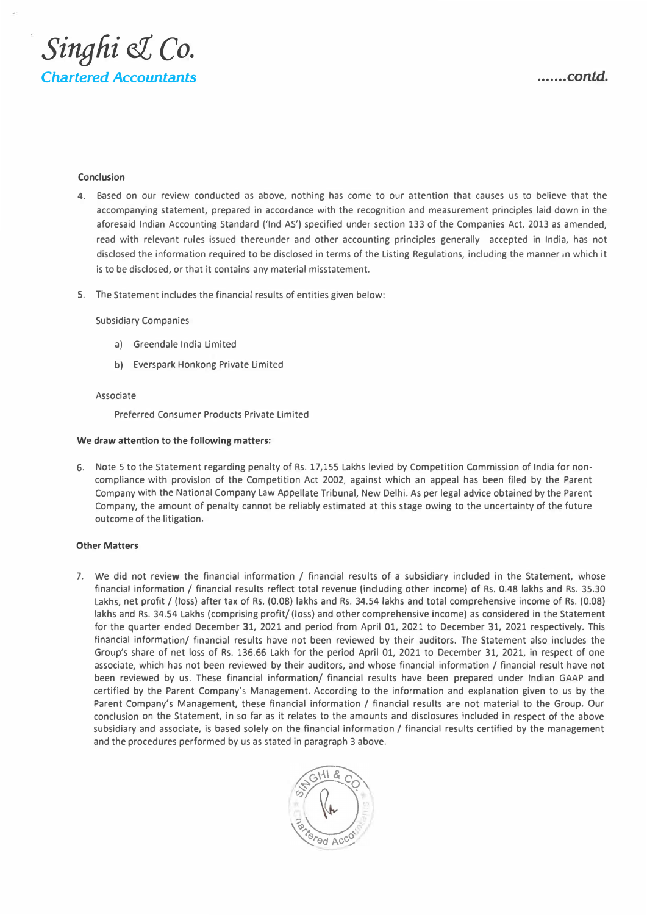**Conclusion**

4. Based on our review conducted as above, nothing has come to our attention that causes us to believe that the accompanying statement, prepared in accordance with the recognition and measurement principles laid down in the aforesaid Indian Accounting Standard ('Ind AS') specified under section 133 of the Companies Act, 2013 as amended, read with relevant rules issued thereunder and other accounting principles generally accepted in India, has not disclosed the information required to be disclosed in terms of the Listing Regulations, including the manner in which it is to be disclosed, or that it contains any material misstatement.

5. The Statement includes the financial results of entities given below:

   Subsidiary Companies

   a) Greendale India Limited

   b) Everspark Honkong Private Limited

   Associate

   Preferred Consumer Products Private Limited

**We draw attention to the following matters:**

6. Note 5 to the Statement regarding penalty of Rs. 17,155 Lakhs levied by Competition Commission of India for non-compliance with provision of the Competition Act 2002, against which an appeal has been filed by the Parent Company with the National Company Law Appellate Tribunal, New Delhi. As per legal advice obtained by the Parent Company, the amount of penalty cannot be reliably estimated at this stage owing to the uncertainty of the future outcome of the litigation.

**Other Matters**

7. We did not review the financial information / financial results of a subsidiary included in the Statement, whose financial information / financial results reflect total revenue (including other income) of Rs. 0.48 lakhs and Rs. 35.30 Lakhs, net profit / (loss) after tax of Rs. (0.08) lakhs and Rs. 34.54 lakhs and total comprehensive income of Rs. (0.08) lakhs and Rs. 34.54 Lakhs (comprising profit/ (loss) and other comprehensive income) as considered in the Statement for the quarter ended December 31, 2021 and period from April 01, 2021 to December 31, 2021 respectively. This financial information/ financial results have not been reviewed by their auditors. The Statement also includes the Group's share of net loss of Rs. 136.66 Lakh for the period April 01, 2021 to December 31, 2021, in respect of one associate, which has not been reviewed by their auditors, and whose financial information / financial result have not been reviewed by us. These financial information/ financial results have been prepared under Indian GAAP and certified by the Parent Company's Management. According to the information and explanation given to us by the Parent Company's Management, these financial information / financial results are not material to the Group. Our conclusion on the Statement, in so far as it relates to the amounts and disclosures included in respect of the above subsidiary and associate, is based solely on the financial information / financial results certified by the management and the procedures performed by us as stated in paragraph 3 above.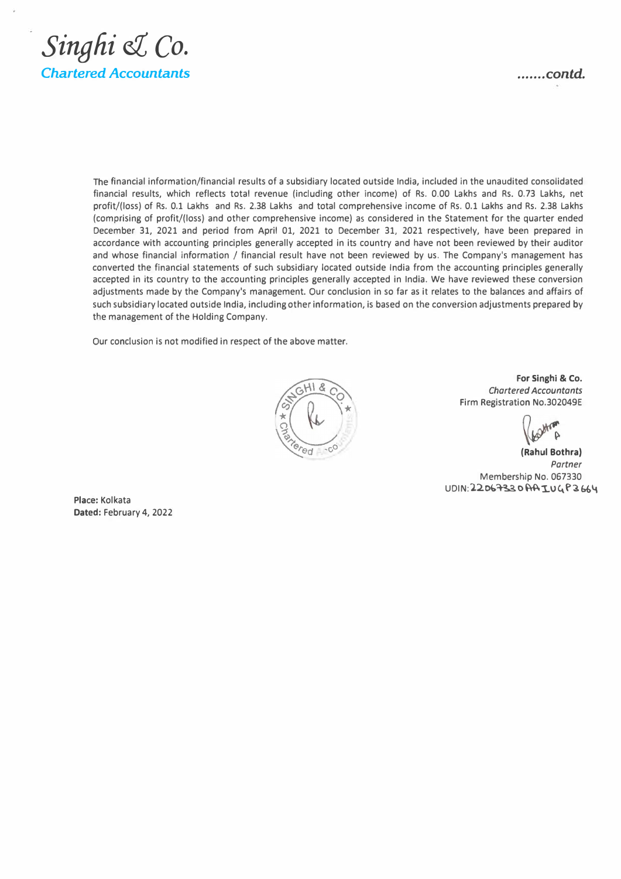The financial information/financial results of a subsidiary located outside India, included in the unaudited consolidated financial results, which reflects total revenue (including other income) of Rs. 0.00 Lakhs and Rs. 0.73 Lakhs, net profit/(loss) of Rs. 0.1 Lakhs and Rs. 2.38 Lakhs and total comprehensive income of Rs. 0.1 Lakhs and Rs. 2.38 Lakhs (comprising of profit/(loss) and other comprehensive income) as considered in the Statement for the quarter ended December 31, 2021 and period from April 01, 2021 to December 31, 2021 respectively, have been prepared in accordance with accounting principles generally accepted in its country and have not been reviewed by their auditor and whose financial information / financial result have not been reviewed by us. The Company's management has converted the financial statements of such subsidiary located outside India from the accounting principles generally accepted in its country to the accounting principles generally accepted in India. We have reviewed these conversion adjustments made by the Company's management. Our conclusion in so far as it relates to the balances and affairs of such subsidiary located outside India, including other information, is based on the conversion adjustments prepared by the management of the Holding Company.

Our conclusion is not modified in respect of the above matter.

**For Singhi & Co.**
*Chartered Accountants*
Firm Registration No.302049E

**(Rahul Bothra)**
*Partner*
Membership No. 067330
UDIN: 22067330AAIUGP3664

**Place:** Kolkata
**Dated:** February 4, 2022